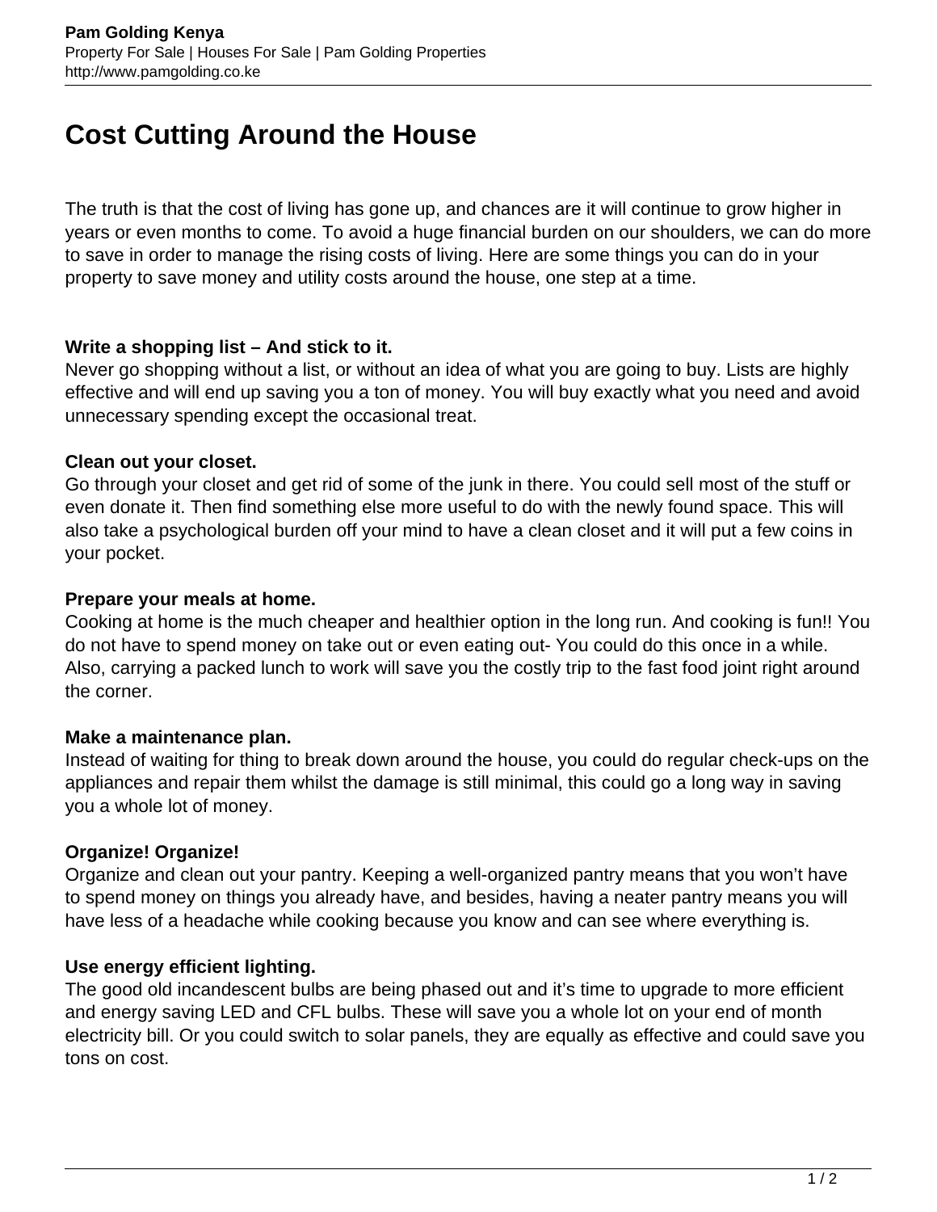# Cost Cutting Around the House

The truth is that the cost of living has gone up, and chances are it will continue to grow higher in years or even months to come. To avoid a huge financial burden on our shoulders, we can do more to save in order to manage the rising costs of living. Here are some things you can do in your property to save money and utility costs around the house, one step at a time.

**Write a shopping list – And stick to it.**
Never go shopping without a list, or without an idea of what you are going to buy. Lists are highly effective and will end up saving you a ton of money. You will buy exactly what you need and avoid unnecessary spending except the occasional treat.

**Clean out your closet.**
Go through your closet and get rid of some of the junk in there. You could sell most of the stuff or even donate it. Then find something else more useful to do with the newly found space. This will also take a psychological burden off your mind to have a clean closet and it will put a few coins in your pocket.

**Prepare your meals at home.**
Cooking at home is the much cheaper and healthier option in the long run. And cooking is fun!! You do not have to spend money on take out or even eating out- You could do this once in a while. Also, carrying a packed lunch to work will save you the costly trip to the fast food joint right around the corner.

**Make a maintenance plan.**
Instead of waiting for thing to break down around the house, you could do regular check-ups on the appliances and repair them whilst the damage is still minimal, this could go a long way in saving you a whole lot of money.

**Organize! Organize!**
Organize and clean out your pantry. Keeping a well-organized pantry means that you won't have to spend money on things you already have, and besides, having a neater pantry means you will have less of a headache while cooking because you know and can see where everything is.

**Use energy efficient lighting.**
The good old incandescent bulbs are being phased out and it's time to upgrade to more efficient and energy saving LED and CFL bulbs. These will save you a whole lot on your end of month electricity bill. Or you could switch to solar panels, they are equally as effective and could save you tons on cost.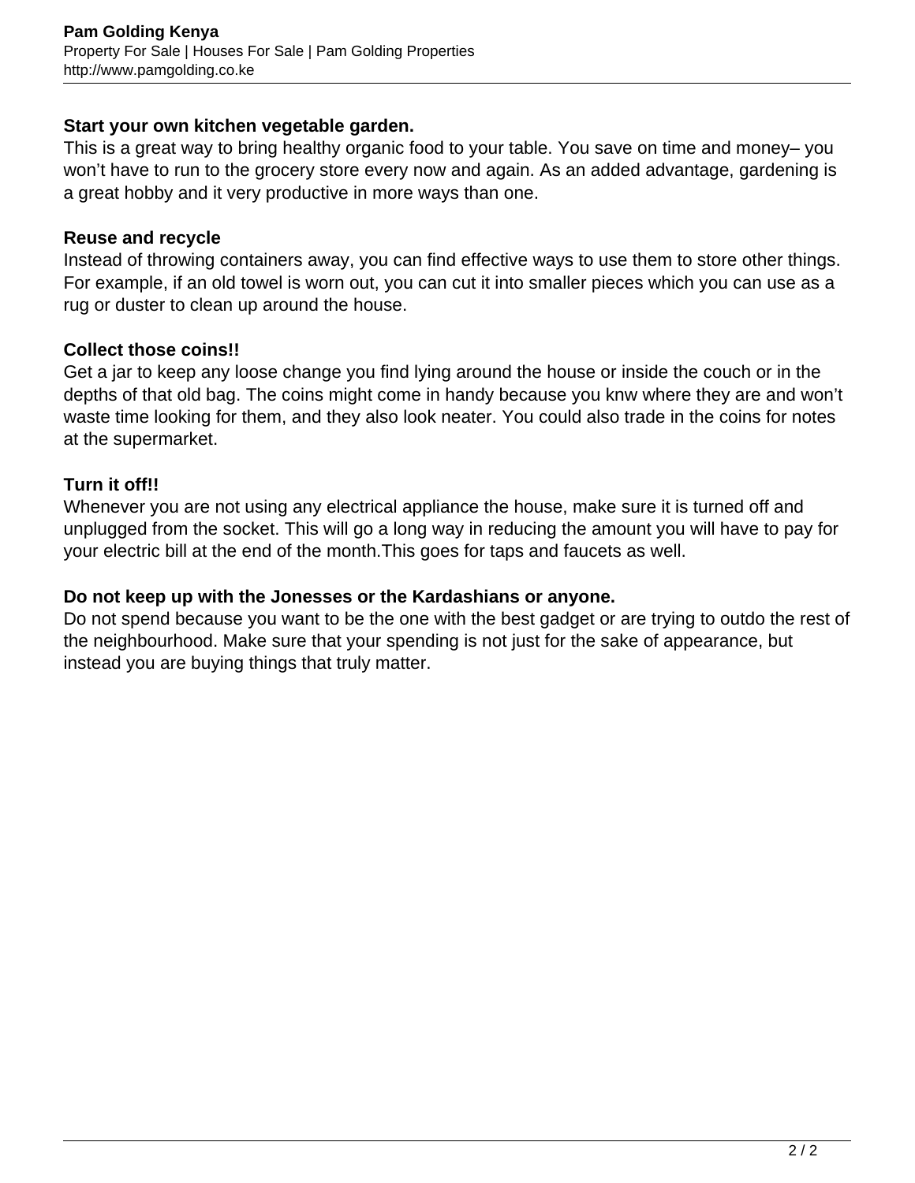**Start your own kitchen vegetable garden.**
This is a great way to bring healthy organic food to your table. You save on time and money– you won't have to run to the grocery store every now and again. As an added advantage, gardening is a great hobby and it very productive in more ways than one.

**Reuse and recycle**
Instead of throwing containers away, you can find effective ways to use them to store other things. For example, if an old towel is worn out, you can cut it into smaller pieces which you can use as a rug or duster to clean up around the house.

**Collect those coins!!**
Get a jar to keep any loose change you find lying around the house or inside the couch or in the depths of that old bag. The coins might come in handy because you knw where they are and won't waste time looking for them, and they also look neater. You could also trade in the coins for notes at the supermarket.

**Turn it off!!**
Whenever you are not using any electrical appliance the house, make sure it is turned off and unplugged from the socket. This will go a long way in reducing the amount you will have to pay for your electric bill at the end of the month.This goes for taps and faucets as well.

**Do not keep up with the Jonesses or the Kardashians or anyone.**
Do not spend because you want to be the one with the best gadget or are trying to outdo the rest of the neighbourhood. Make sure that your spending is not just for the sake of appearance, but instead you are buying things that truly matter.